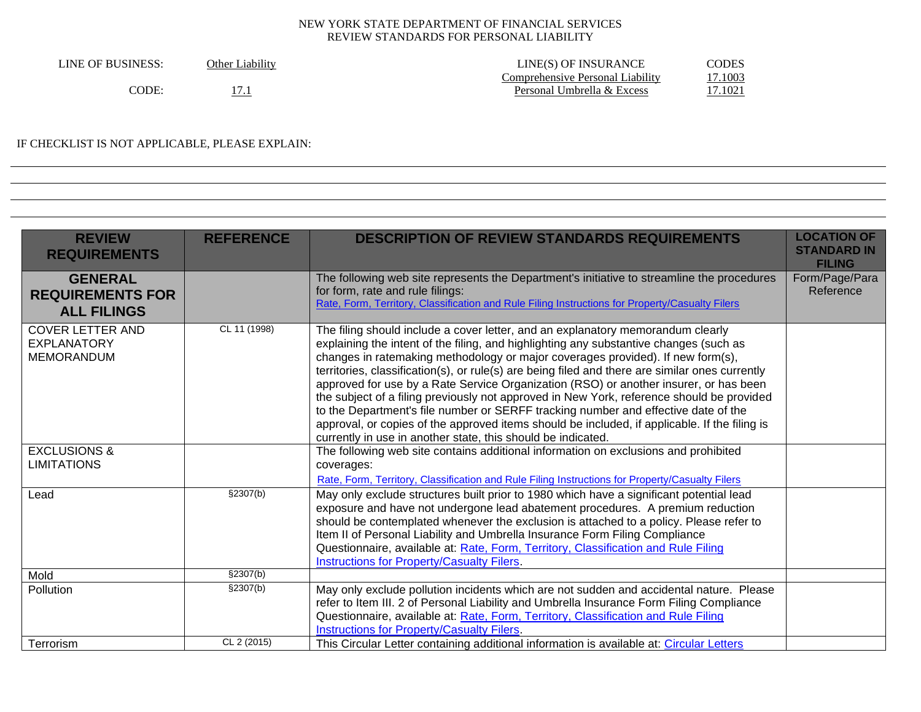NEW YORK STATE DEPARTMENT OF FINANCIAL SERVICES
REVIEW STANDARDS FOR PERSONAL LIABILITY

| LINE OF BUSINESS: | Other Liability | LINE(S) OF INSURANCE | CODES |
|---|---|---|---|
| | | Comprehensive Personal Liability | 17.1003 |
| CODE: | 17.1 | Personal Umbrella & Excess | 17.1021 |

IF CHECKLIST IS NOT APPLICABLE, PLEASE EXPLAIN:

| REVIEW REQUIREMENTS | REFERENCE | DESCRIPTION OF REVIEW STANDARDS REQUIREMENTS | LOCATION OF STANDARD IN FILING |
|---|---|---|---|
| **GENERAL REQUIREMENTS FOR ALL FILINGS** | | The following web site represents the Department's initiative to streamline the procedures for form, rate and rule filings: Rate, Form, Territory, Classification and Rule Filing Instructions for Property/Casualty Filers | Form/Page/Para Reference |
| COVER LETTER AND EXPLANATORY MEMORANDUM | CL 11 (1998) | The filing should include a cover letter, and an explanatory memorandum clearly explaining the intent of the filing, and highlighting any substantive changes (such as changes in ratemaking methodology or major coverages provided). If new form(s), territories, classification(s), or rule(s) are being filed and there are similar ones currently approved for use by a Rate Service Organization (RSO) or another insurer, or has been the subject of a filing previously not approved in New York, reference should be provided to the Department's file number or SERFF tracking number and effective date of the approval, or copies of the approved items should be included, if applicable. If the filing is currently in use in another state, this should be indicated. | |
| EXCLUSIONS & LIMITATIONS | | The following web site contains additional information on exclusions and prohibited coverages: Rate, Form, Territory, Classification and Rule Filing Instructions for Property/Casualty Filers | |
| Lead | §2307(b) | May only exclude structures built prior to 1980 which have a significant potential lead exposure and have not undergone lead abatement procedures. A premium reduction should be contemplated whenever the exclusion is attached to a policy. Please refer to Item II of Personal Liability and Umbrella Insurance Form Filing Compliance Questionnaire, available at: Rate, Form, Territory, Classification and Rule Filing Instructions for Property/Casualty Filers. | |
| Mold | §2307(b) | | |
| Pollution | §2307(b) | May only exclude pollution incidents which are not sudden and accidental nature. Please refer to Item III. 2 of Personal Liability and Umbrella Insurance Form Filing Compliance Questionnaire, available at: Rate, Form, Territory, Classification and Rule Filing Instructions for Property/Casualty Filers. | |
| Terrorism | CL 2 (2015) | This Circular Letter containing additional information is available at: Circular Letters | |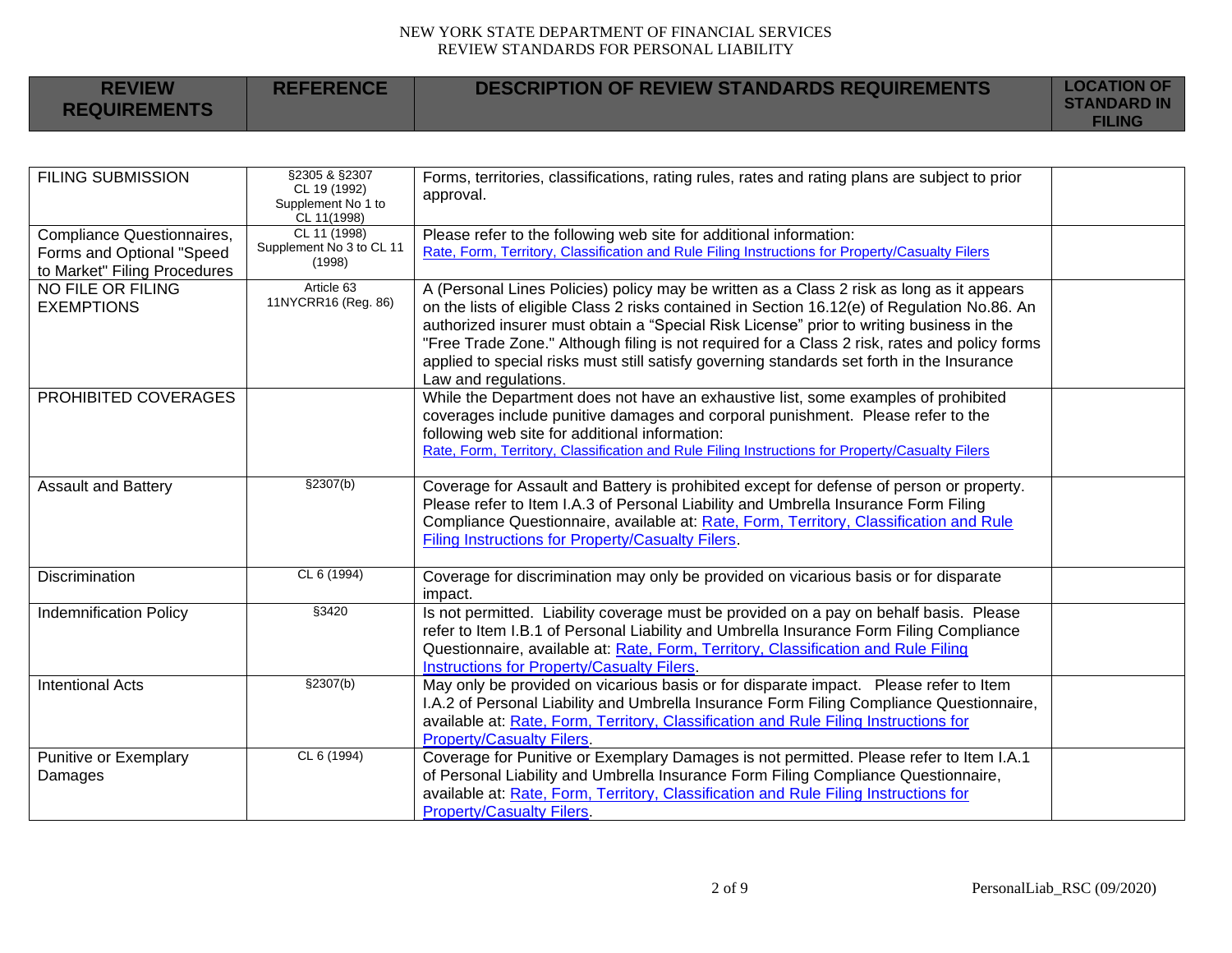| REVIEW REQUIREMENTS | REFERENCE | DESCRIPTION OF REVIEW STANDARDS REQUIREMENTS | LOCATION OF STANDARD IN FILING |
|---|---|---|---|
| FILING SUBMISSION | §2305 & §2307 CL 19 (1992) Supplement No 1 to CL 11(1998) | Forms, territories, classifications, rating rules, rates and rating plans are subject to prior approval. | |
| Compliance Questionnaires, Forms and Optional "Speed to Market" Filing Procedures | CL 11 (1998) Supplement No 3 to CL 11 (1998) | Please refer to the following web site for additional information: Rate, Form, Territory, Classification and Rule Filing Instructions for Property/Casualty Filers | |
| NO FILE OR FILING EXEMPTIONS | Article 63 11NYCRR16 (Reg. 86) | A (Personal Lines Policies) policy may be written as a Class 2 risk as long as it appears on the lists of eligible Class 2 risks contained in Section 16.12(e) of Regulation No.86. An authorized insurer must obtain a "Special Risk License" prior to writing business in the "Free Trade Zone." Although filing is not required for a Class 2 risk, rates and policy forms applied to special risks must still satisfy governing standards set forth in the Insurance Law and regulations. | |
| PROHIBITED COVERAGES | | While the Department does not have an exhaustive list, some examples of prohibited coverages include punitive damages and corporal punishment. Please refer to the following web site for additional information: Rate, Form, Territory, Classification and Rule Filing Instructions for Property/Casualty Filers | |
| Assault and Battery | §2307(b) | Coverage for Assault and Battery is prohibited except for defense of person or property. Please refer to Item I.A.3 of Personal Liability and Umbrella Insurance Form Filing Compliance Questionnaire, available at: Rate, Form, Territory, Classification and Rule Filing Instructions for Property/Casualty Filers. | |
| Discrimination | CL 6 (1994) | Coverage for discrimination may only be provided on vicarious basis or for disparate impact. | |
| Indemnification Policy | §3420 | Is not permitted. Liability coverage must be provided on a pay on behalf basis. Please refer to Item I.B.1 of Personal Liability and Umbrella Insurance Form Filing Compliance Questionnaire, available at: Rate, Form, Territory, Classification and Rule Filing Instructions for Property/Casualty Filers. | |
| Intentional Acts | §2307(b) | May only be provided on vicarious basis or for disparate impact. Please refer to Item I.A.2 of Personal Liability and Umbrella Insurance Form Filing Compliance Questionnaire, available at: Rate, Form, Territory, Classification and Rule Filing Instructions for Property/Casualty Filers. | |
| Punitive or Exemplary Damages | CL 6 (1994) | Coverage for Punitive or Exemplary Damages is not permitted. Please refer to Item I.A.1 of Personal Liability and Umbrella Insurance Form Filing Compliance Questionnaire, available at: Rate, Form, Territory, Classification and Rule Filing Instructions for Property/Casualty Filers. | |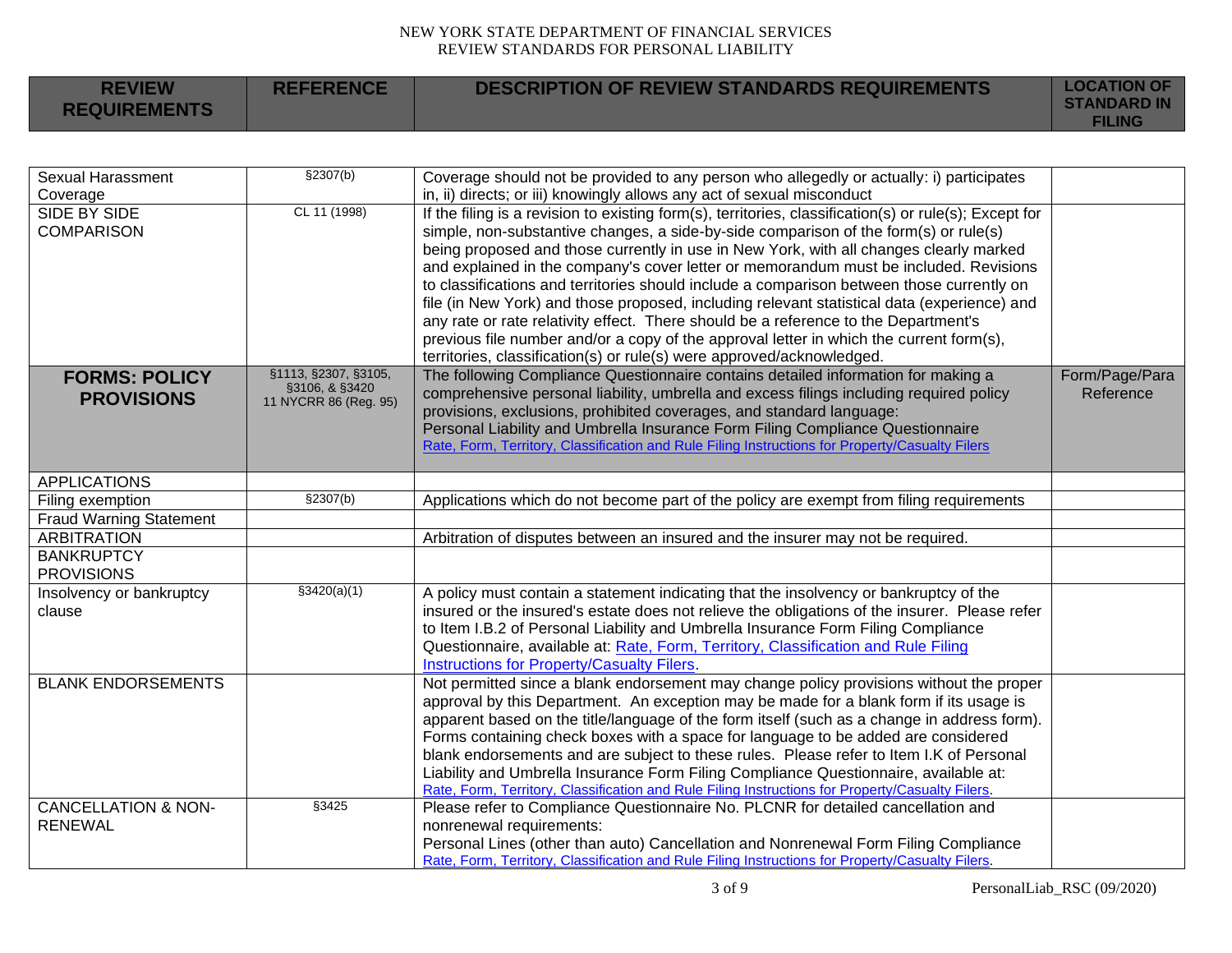| REVIEW REQUIREMENTS | REFERENCE | DESCRIPTION OF REVIEW STANDARDS REQUIREMENTS | LOCATION OF STANDARD IN FILING |
|---|---|---|---|
| Sexual Harassment Coverage | §2307(b) | Coverage should not be provided to any person who allegedly or actually: i) participates in, ii) directs; or iii) knowingly allows any act of sexual misconduct | |
| SIDE BY SIDE COMPARISON | CL 11 (1998) | If the filing is a revision to existing form(s), territories, classification(s) or rule(s); Except for simple, non-substantive changes, a side-by-side comparison of the form(s) or rule(s) being proposed and those currently in use in New York, with all changes clearly marked and explained in the company's cover letter or memorandum must be included. Revisions to classifications and territories should include a comparison between those currently on file (in New York) and those proposed, including relevant statistical data (experience) and any rate or rate relativity effect. There should be a reference to the Department's previous file number and/or a copy of the approval letter in which the current form(s), territories, classification(s) or rule(s) were approved/acknowledged. | |
| **FORMS: POLICY PROVISIONS** | §1113, §2307, §3105, §3106, & §3420 11 NYCRR 86 (Reg. 95) | The following Compliance Questionnaire contains detailed information for making a comprehensive personal liability, umbrella and excess filings including required policy provisions, exclusions, prohibited coverages, and standard language: Personal Liability and Umbrella Insurance Form Filing Compliance Questionnaire Rate, Form, Territory, Classification and Rule Filing Instructions for Property/Casualty Filers | Form/Page/Para Reference |
| APPLICATIONS | | | |
| Filing exemption | §2307(b) | Applications which do not become part of the policy are exempt from filing requirements | |
| Fraud Warning Statement | | | |
| ARBITRATION | | Arbitration of disputes between an insured and the insurer may not be required. | |
| BANKRUPTCY PROVISIONS | | | |
| Insolvency or bankruptcy clause | §3420(a)(1) | A policy must contain a statement indicating that the insolvency or bankruptcy of the insured or the insured's estate does not relieve the obligations of the insurer. Please refer to Item I.B.2 of Personal Liability and Umbrella Insurance Form Filing Compliance Questionnaire, available at: Rate, Form, Territory, Classification and Rule Filing Instructions for Property/Casualty Filers. | |
| BLANK ENDORSEMENTS | | Not permitted since a blank endorsement may change policy provisions without the proper approval by this Department. An exception may be made for a blank form if its usage is apparent based on the title/language of the form itself (such as a change in address form). Forms containing check boxes with a space for language to be added are considered blank endorsements and are subject to these rules. Please refer to Item I.K of Personal Liability and Umbrella Insurance Form Filing Compliance Questionnaire, available at: Rate, Form, Territory, Classification and Rule Filing Instructions for Property/Casualty Filers. | |
| CANCELLATION & NON-RENEWAL | §3425 | Please refer to Compliance Questionnaire No. PLCNR for detailed cancellation and nonrenewal requirements: Personal Lines (other than auto) Cancellation and Nonrenewal Form Filing Compliance Rate, Form, Territory, Classification and Rule Filing Instructions for Property/Casualty Filers. | |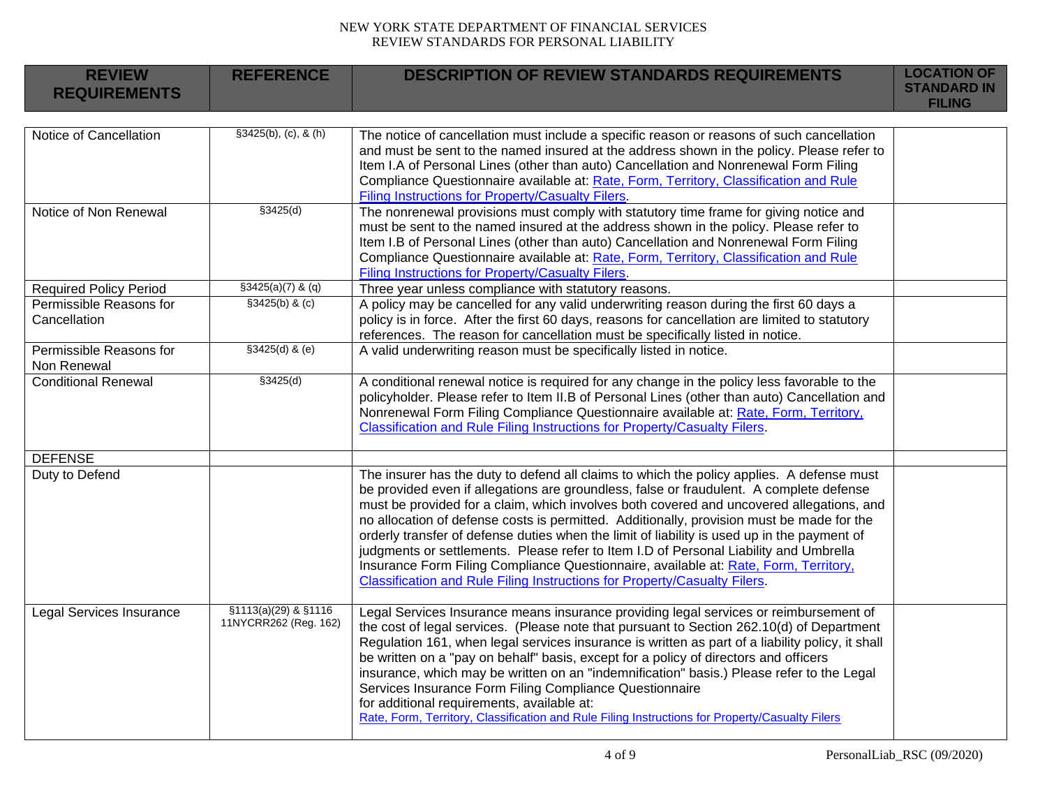| REVIEW REQUIREMENTS | REFERENCE | DESCRIPTION OF REVIEW STANDARDS REQUIREMENTS | LOCATION OF STANDARD IN FILING |
|---|---|---|---|
| Notice of Cancellation | §3425(b), (c), & (h) | The notice of cancellation must include a specific reason or reasons of such cancellation and must be sent to the named insured at the address shown in the policy. Please refer to Item I.A of Personal Lines (other than auto) Cancellation and Nonrenewal Form Filing Compliance Questionnaire available at: Rate, Form, Territory, Classification and Rule Filing Instructions for Property/Casualty Filers. | |
| Notice of Non Renewal | §3425(d) | The nonrenewal provisions must comply with statutory time frame for giving notice and must be sent to the named insured at the address shown in the policy. Please refer to Item I.B of Personal Lines (other than auto) Cancellation and Nonrenewal Form Filing Compliance Questionnaire available at: Rate, Form, Territory, Classification and Rule Filing Instructions for Property/Casualty Filers. | |
| Required Policy Period | §3425(a)(7) & (q) | Three year unless compliance with statutory reasons. | |
| Permissible Reasons for Cancellation | §3425(b) & (c) | A policy may be cancelled for any valid underwriting reason during the first 60 days a policy is in force. After the first 60 days, reasons for cancellation are limited to statutory references. The reason for cancellation must be specifically listed in notice. | |
| Permissible Reasons for Non Renewal | §3425(d) & (e) | A valid underwriting reason must be specifically listed in notice. | |
| Conditional Renewal | §3425(d) | A conditional renewal notice is required for any change in the policy less favorable to the policyholder. Please refer to Item II.B of Personal Lines (other than auto) Cancellation and Nonrenewal Form Filing Compliance Questionnaire available at: Rate, Form, Territory, Classification and Rule Filing Instructions for Property/Casualty Filers. | |
| DEFENSE | | | |
| Duty to Defend | | The insurer has the duty to defend all claims to which the policy applies. A defense must be provided even if allegations are groundless, false or fraudulent. A complete defense must be provided for a claim, which involves both covered and uncovered allegations, and no allocation of defense costs is permitted. Additionally, provision must be made for the orderly transfer of defense duties when the limit of liability is used up in the payment of judgments or settlements. Please refer to Item I.D of Personal Liability and Umbrella Insurance Form Filing Compliance Questionnaire, available at: Rate, Form, Territory, Classification and Rule Filing Instructions for Property/Casualty Filers. | |
| Legal Services Insurance | §1113(a)(29) & §1116 11NYCRR262 (Reg. 162) | Legal Services Insurance means insurance providing legal services or reimbursement of the cost of legal services. (Please note that pursuant to Section 262.10(d) of Department Regulation 161, when legal services insurance is written as part of a liability policy, it shall be written on a "pay on behalf" basis, except for a policy of directors and officers insurance, which may be written on an "indemnification" basis.) Please refer to the Legal Services Insurance Form Filing Compliance Questionnaire for additional requirements, available at: Rate, Form, Territory, Classification and Rule Filing Instructions for Property/Casualty Filers | |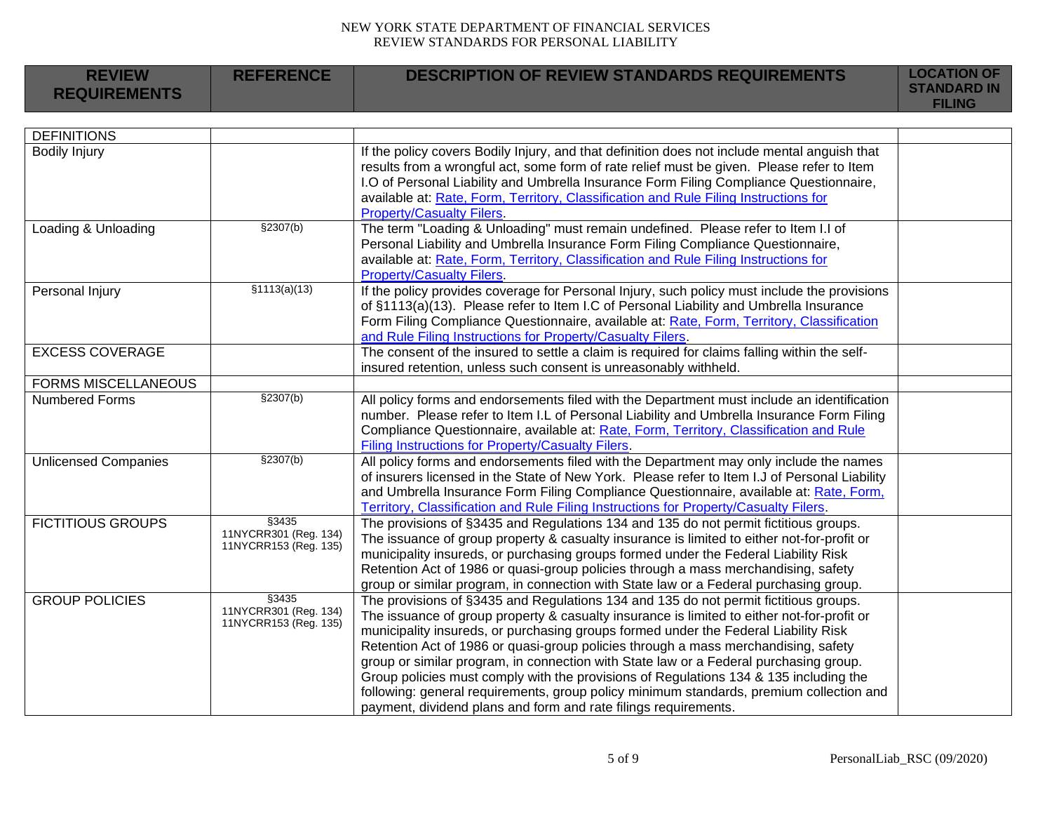| REVIEW REQUIREMENTS | REFERENCE | DESCRIPTION OF REVIEW STANDARDS REQUIREMENTS | LOCATION OF STANDARD IN FILING |
|---|---|---|---|
| DEFINITIONS | | | |
| Bodily Injury | | If the policy covers Bodily Injury, and that definition does not include mental anguish that results from a wrongful act, some form of rate relief must be given. Please refer to Item I.O of Personal Liability and Umbrella Insurance Form Filing Compliance Questionnaire, available at: Rate, Form, Territory, Classification and Rule Filing Instructions for Property/Casualty Filers. | |
| Loading & Unloading | §2307(b) | The term "Loading & Unloading" must remain undefined. Please refer to Item I.I of Personal Liability and Umbrella Insurance Form Filing Compliance Questionnaire, available at: Rate, Form, Territory, Classification and Rule Filing Instructions for Property/Casualty Filers. | |
| Personal Injury | §1113(a)(13) | If the policy provides coverage for Personal Injury, such policy must include the provisions of §1113(a)(13). Please refer to Item I.C of Personal Liability and Umbrella Insurance Form Filing Compliance Questionnaire, available at: Rate, Form, Territory, Classification and Rule Filing Instructions for Property/Casualty Filers. | |
| EXCESS COVERAGE | | The consent of the insured to settle a claim is required for claims falling within the self-insured retention, unless such consent is unreasonably withheld. | |
| FORMS MISCELLANEOUS | | | |
| Numbered Forms | §2307(b) | All policy forms and endorsements filed with the Department must include an identification number. Please refer to Item I.L of Personal Liability and Umbrella Insurance Form Filing Compliance Questionnaire, available at: Rate, Form, Territory, Classification and Rule Filing Instructions for Property/Casualty Filers. | |
| Unlicensed Companies | §2307(b) | All policy forms and endorsements filed with the Department may only include the names of insurers licensed in the State of New York. Please refer to Item I.J of Personal Liability and Umbrella Insurance Form Filing Compliance Questionnaire, available at: Rate, Form, Territory, Classification and Rule Filing Instructions for Property/Casualty Filers. | |
| FICTITIOUS GROUPS | §3435<br>11NYCRR301 (Reg. 134)<br>11NYCRR153 (Reg. 135) | The provisions of §3435 and Regulations 134 and 135 do not permit fictitious groups. The issuance of group property & casualty insurance is limited to either not-for-profit or municipality insureds, or purchasing groups formed under the Federal Liability Risk Retention Act of 1986 or quasi-group policies through a mass merchandising, safety group or similar program, in connection with State law or a Federal purchasing group. | |
| GROUP POLICIES | §3435<br>11NYCRR301 (Reg. 134)<br>11NYCRR153 (Reg. 135) | The provisions of §3435 and Regulations 134 and 135 do not permit fictitious groups. The issuance of group property & casualty insurance is limited to either not-for-profit or municipality insureds, or purchasing groups formed under the Federal Liability Risk Retention Act of 1986 or quasi-group policies through a mass merchandising, safety group or similar program, in connection with State law or a Federal purchasing group. Group policies must comply with the provisions of Regulations 134 & 135 including the following: general requirements, group policy minimum standards, premium collection and payment, dividend plans and form and rate filings requirements. | |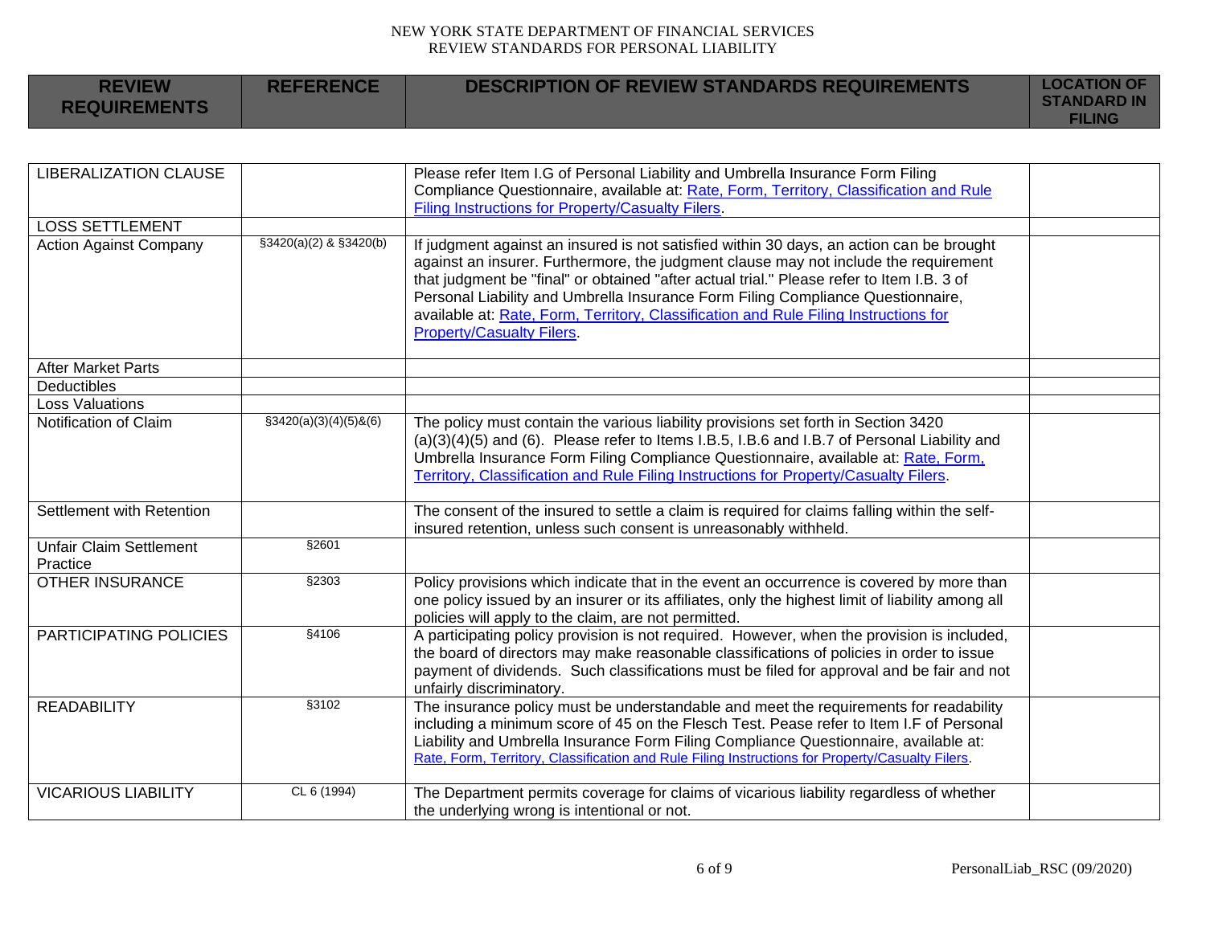| REVIEW REQUIREMENTS | REFERENCE | DESCRIPTION OF REVIEW STANDARDS REQUIREMENTS | LOCATION OF STANDARD IN FILING |
|---|---|---|---|
| LIBERALIZATION CLAUSE | | Please refer Item I.G of Personal Liability and Umbrella Insurance Form Filing Compliance Questionnaire, available at: Rate, Form, Territory, Classification and Rule Filing Instructions for Property/Casualty Filers. | |
| LOSS SETTLEMENT | | | |
| Action Against Company | §3420(a)(2) & §3420(b) | If judgment against an insured is not satisfied within 30 days, an action can be brought against an insurer. Furthermore, the judgment clause may not include the requirement that judgment be "final" or obtained "after actual trial." Please refer to Item I.B. 3 of Personal Liability and Umbrella Insurance Form Filing Compliance Questionnaire, available at: Rate, Form, Territory, Classification and Rule Filing Instructions for Property/Casualty Filers. | |
| After Market Parts | | | |
| Deductibles | | | |
| Loss Valuations | | | |
| Notification of Claim | §3420(a)(3)(4)(5)&(6) | The policy must contain the various liability provisions set forth in Section 3420 (a)(3)(4)(5) and (6). Please refer to Items I.B.5, I.B.6 and I.B.7 of Personal Liability and Umbrella Insurance Form Filing Compliance Questionnaire, available at: Rate, Form, Territory, Classification and Rule Filing Instructions for Property/Casualty Filers. | |
| Settlement with Retention | | The consent of the insured to settle a claim is required for claims falling within the self-insured retention, unless such consent is unreasonably withheld. | |
| Unfair Claim Settlement Practice | §2601 | | |
| OTHER INSURANCE | §2303 | Policy provisions which indicate that in the event an occurrence is covered by more than one policy issued by an insurer or its affiliates, only the highest limit of liability among all policies will apply to the claim, are not permitted. | |
| PARTICIPATING POLICIES | §4106 | A participating policy provision is not required. However, when the provision is included, the board of directors may make reasonable classifications of policies in order to issue payment of dividends. Such classifications must be filed for approval and be fair and not unfairly discriminatory. | |
| READABILITY | §3102 | The insurance policy must be understandable and meet the requirements for readability including a minimum score of 45 on the Flesch Test. Pease refer to Item I.F of Personal Liability and Umbrella Insurance Form Filing Compliance Questionnaire, available at: Rate, Form, Territory, Classification and Rule Filing Instructions for Property/Casualty Filers. | |
| VICARIOUS LIABILITY | CL 6 (1994) | The Department permits coverage for claims of vicarious liability regardless of whether the underlying wrong is intentional or not. | |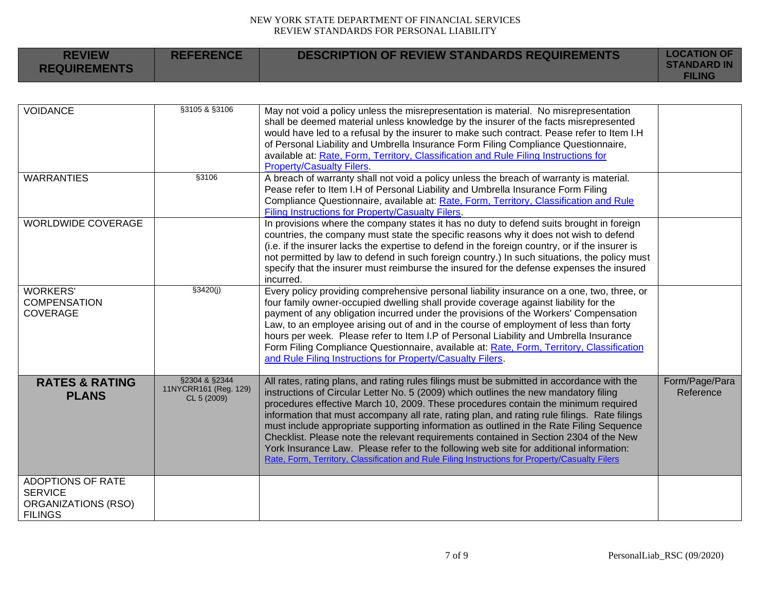| REVIEW REQUIREMENTS | REFERENCE | DESCRIPTION OF REVIEW STANDARDS REQUIREMENTS | LOCATION OF STANDARD IN FILING |
|---|---|---|---|
| VOIDANCE | §3105 & §3106 | May not void a policy unless the misrepresentation is material. No misrepresentation shall be deemed material unless knowledge by the insurer of the facts misrepresented would have led to a refusal by the insurer to make such contract. Pease refer to Item I.H of Personal Liability and Umbrella Insurance Form Filing Compliance Questionnaire, available at: Rate, Form, Territory, Classification and Rule Filing Instructions for Property/Casualty Filers. | |
| WARRANTIES | §3106 | A breach of warranty shall not void a policy unless the breach of warranty is material. Pease refer to Item I.H of Personal Liability and Umbrella Insurance Form Filing Compliance Questionnaire, available at: Rate, Form, Territory, Classification and Rule Filing Instructions for Property/Casualty Filers. | |
| WORLDWIDE COVERAGE | | In provisions where the company states it has no duty to defend suits brought in foreign countries, the company must state the specific reasons why it does not wish to defend (i.e. if the insurer lacks the expertise to defend in the foreign country, or if the insurer is not permitted by law to defend in such foreign country.) In such situations, the policy must specify that the insurer must reimburse the insured for the defense expenses the insured incurred. | |
| WORKERS' COMPENSATION COVERAGE | §3420(j) | Every policy providing comprehensive personal liability insurance on a one, two, three, or four family owner-occupied dwelling shall provide coverage against liability for the payment of any obligation incurred under the provisions of the Workers' Compensation Law, to an employee arising out of and in the course of employment of less than forty hours per week. Please refer to Item I.P of Personal Liability and Umbrella Insurance Form Filing Compliance Questionnaire, available at: Rate, Form, Territory, Classification and Rule Filing Instructions for Property/Casualty Filers. | |
| **RATES & RATING PLANS** | §2304 & §2344 11NYCRR161 (Reg. 129) CL 5 (2009) | All rates, rating plans, and rating rules filings must be submitted in accordance with the instructions of Circular Letter No. 5 (2009) which outlines the new mandatory filing procedures effective March 10, 2009. These procedures contain the minimum required information that must accompany all rate, rating plan, and rating rule filings. Rate filings must include appropriate supporting information as outlined in the Rate Filing Sequence Checklist. Please note the relevant requirements contained in Section 2304 of the New York Insurance Law. Please refer to the following web site for additional information: Rate, Form, Territory, Classification and Rule Filing Instructions for Property/Casualty Filers | Form/Page/Para Reference |
| ADOPTIONS OF RATE SERVICE ORGANIZATIONS (RSO) FILINGS | | | |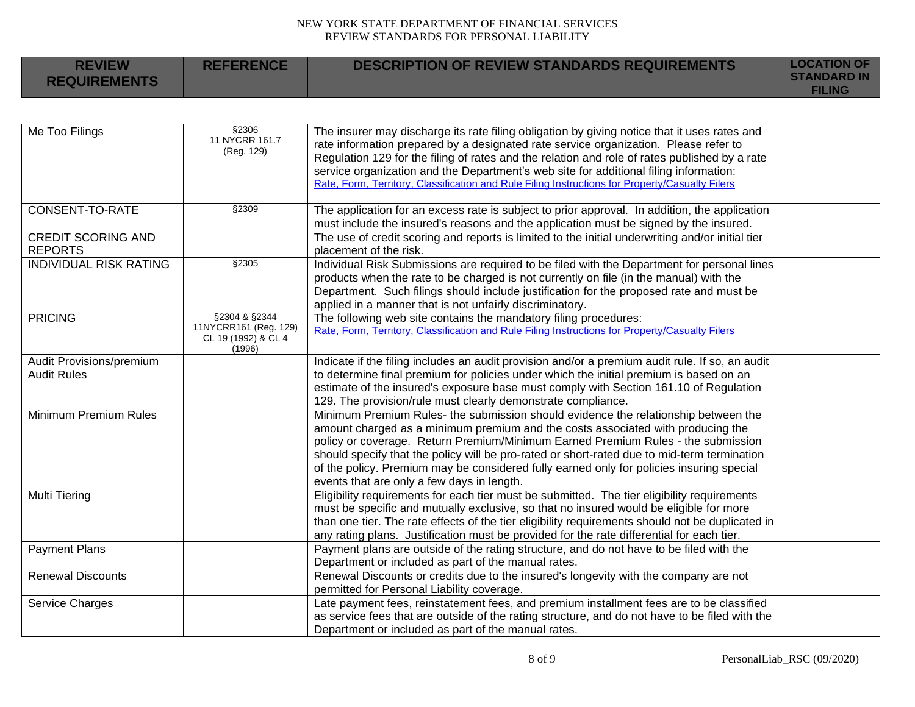| REVIEW REQUIREMENTS | REFERENCE | DESCRIPTION OF REVIEW STANDARDS REQUIREMENTS | LOCATION OF STANDARD IN FILING |
|---|---|---|---|
| Me Too Filings | §2306 11 NYCRR 161.7 (Reg. 129) | The insurer may discharge its rate filing obligation by giving notice that it uses rates and rate information prepared by a designated rate service organization. Please refer to Regulation 129 for the filing of rates and the relation and role of rates published by a rate service organization and the Department's web site for additional filing information: Rate, Form, Territory, Classification and Rule Filing Instructions for Property/Casualty Filers | |
| CONSENT-TO-RATE | §2309 | The application for an excess rate is subject to prior approval. In addition, the application must include the insured's reasons and the application must be signed by the insured. | |
| CREDIT SCORING AND REPORTS | | The use of credit scoring and reports is limited to the initial underwriting and/or initial tier placement of the risk. | |
| INDIVIDUAL RISK RATING | §2305 | Individual Risk Submissions are required to be filed with the Department for personal lines products when the rate to be charged is not currently on file (in the manual) with the Department. Such filings should include justification for the proposed rate and must be applied in a manner that is not unfairly discriminatory. | |
| PRICING | §2304 & §2344 11NYCRR161 (Reg. 129) CL 19 (1992) & CL 4 (1996) | The following web site contains the mandatory filing procedures: Rate, Form, Territory, Classification and Rule Filing Instructions for Property/Casualty Filers | |
| Audit Provisions/premium Audit Rules | | Indicate if the filing includes an audit provision and/or a premium audit rule. If so, an audit to determine final premium for policies under which the initial premium is based on an estimate of the insured's exposure base must comply with Section 161.10 of Regulation 129. The provision/rule must clearly demonstrate compliance. | |
| Minimum Premium Rules | | Minimum Premium Rules- the submission should evidence the relationship between the amount charged as a minimum premium and the costs associated with producing the policy or coverage. Return Premium/Minimum Earned Premium Rules - the submission should specify that the policy will be pro-rated or short-rated due to mid-term termination of the policy. Premium may be considered fully earned only for policies insuring special events that are only a few days in length. | |
| Multi Tiering | | Eligibility requirements for each tier must be submitted. The tier eligibility requirements must be specific and mutually exclusive, so that no insured would be eligible for more than one tier. The rate effects of the tier eligibility requirements should not be duplicated in any rating plans. Justification must be provided for the rate differential for each tier. | |
| Payment Plans | | Payment plans are outside of the rating structure, and do not have to be filed with the Department or included as part of the manual rates. | |
| Renewal Discounts | | Renewal Discounts or credits due to the insured's longevity with the company are not permitted for Personal Liability coverage. | |
| Service Charges | | Late payment fees, reinstatement fees, and premium installment fees are to be classified as service fees that are outside of the rating structure, and do not have to be filed with the Department or included as part of the manual rates. | |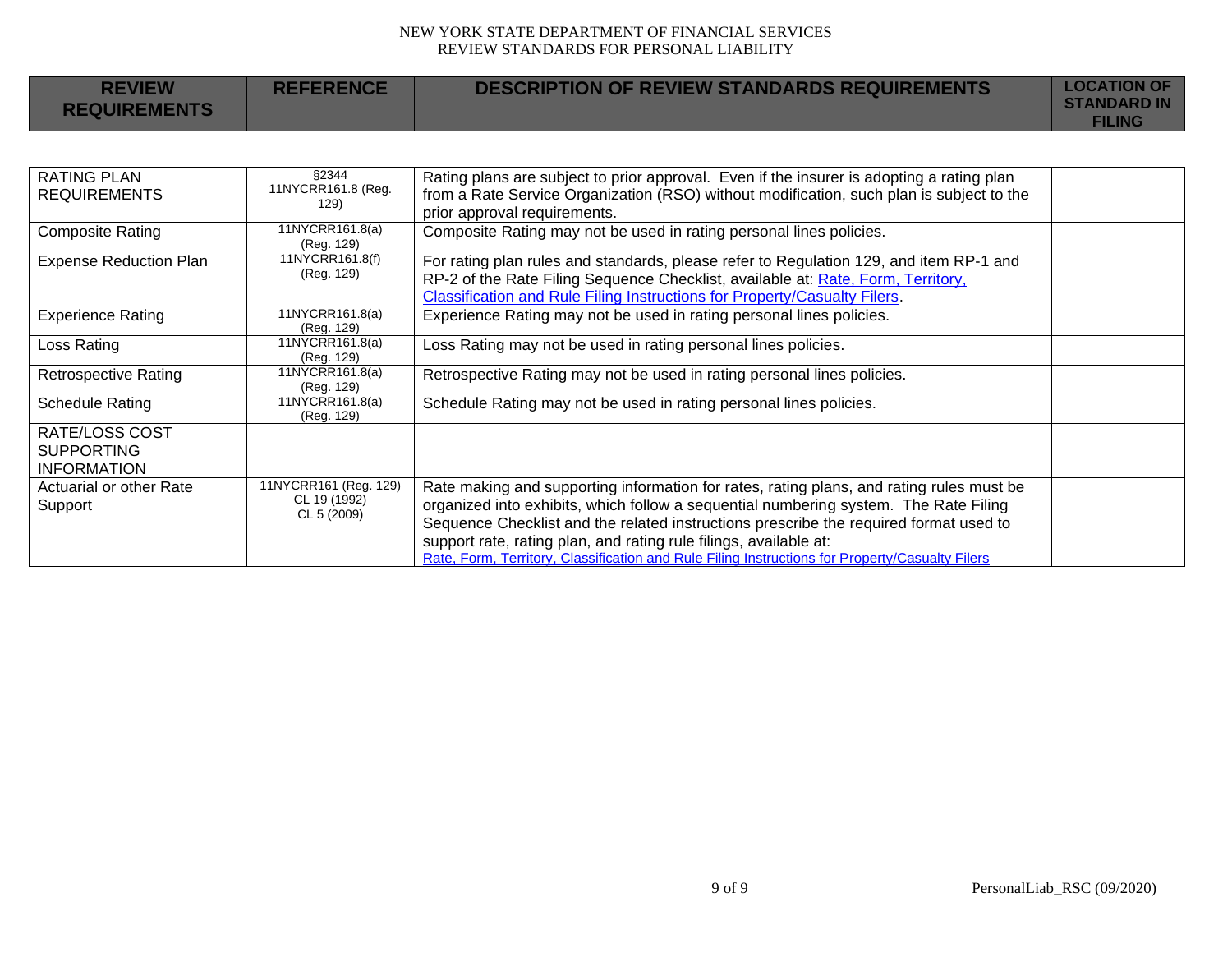| REVIEW REQUIREMENTS | REFERENCE | DESCRIPTION OF REVIEW STANDARDS REQUIREMENTS | LOCATION OF STANDARD IN FILING |
|---|---|---|---|
| RATING PLAN REQUIREMENTS | §2344 11NYCRR161.8 (Reg. 129) | Rating plans are subject to prior approval. Even if the insurer is adopting a rating plan from a Rate Service Organization (RSO) without modification, such plan is subject to the prior approval requirements. | |
| Composite Rating | 11NYCRR161.8(a) (Reg. 129) | Composite Rating may not be used in rating personal lines policies. | |
| Expense Reduction Plan | 11NYCRR161.8(f) (Reg. 129) | For rating plan rules and standards, please refer to Regulation 129, and item RP-1 and RP-2 of the Rate Filing Sequence Checklist, available at: Rate, Form, Territory, Classification and Rule Filing Instructions for Property/Casualty Filers. | |
| Experience Rating | 11NYCRR161.8(a) (Reg. 129) | Experience Rating may not be used in rating personal lines policies. | |
| Loss Rating | 11NYCRR161.8(a) (Reg. 129) | Loss Rating may not be used in rating personal lines policies. | |
| Retrospective Rating | 11NYCRR161.8(a) (Reg. 129) | Retrospective Rating may not be used in rating personal lines policies. | |
| Schedule Rating | 11NYCRR161.8(a) (Reg. 129) | Schedule Rating may not be used in rating personal lines policies. | |
| RATE/LOSS COST SUPPORTING INFORMATION | | | |
| Actuarial or other Rate Support | 11NYCRR161 (Reg. 129) CL 19 (1992) CL 5 (2009) | Rate making and supporting information for rates, rating plans, and rating rules must be organized into exhibits, which follow a sequential numbering system. The Rate Filing Sequence Checklist and the related instructions prescribe the required format used to support rate, rating plan, and rating rule filings, available at: Rate, Form, Territory, Classification and Rule Filing Instructions for Property/Casualty Filers | |